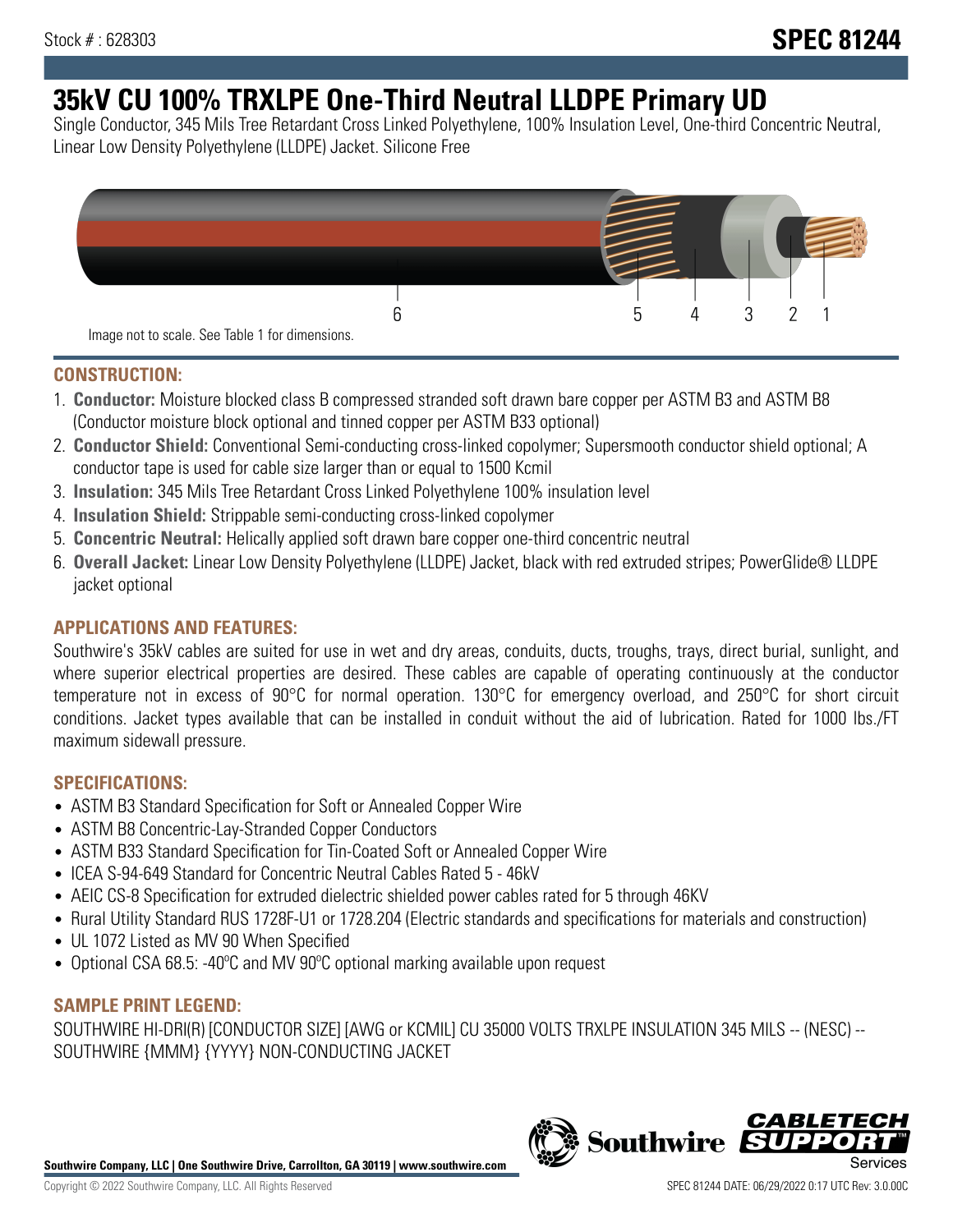Stock # : 628303

# SPEC 81244

# 35kV CU 100% TRXLPE One-Third Neutral LLDPE Primary UD

Single Conductor, 345 Mils Tree Retardant Cross Linked Polyethylene, 100% Insulation Level, One-third Concentric Neutral, Linear Low Density Polyethylene (LLDPE) Jacket. Silicone Free

6 5 4 3 2 1

Image not to scale. See Table 1 for dimensions.

## CONSTRUCTION:

1. **Conductor:** Moisture blocked class B compressed stranded soft drawn bare copper per ASTM B3 and ASTM B8 (Conductor moisture block optional and tinned copper per ASTM B33 optional)
2. **Conductor Shield:** Conventional Semi-conducting cross-linked copolymer; Supersmooth conductor shield optional; A conductor tape is used for cable size larger than or equal to 1500 Kcmil
3. **Insulation:** 345 Mils Tree Retardant Cross Linked Polyethylene 100% insulation level
4. **Insulation Shield:** Strippable semi-conducting cross-linked copolymer
5. **Concentric Neutral:** Helically applied soft drawn bare copper one-third concentric neutral
6. **Overall Jacket:** Linear Low Density Polyethylene (LLDPE) Jacket, black with red extruded stripes; PowerGlide® LLDPE jacket optional

## APPLICATIONS AND FEATURES:

Southwire's 35kV cables are suited for use in wet and dry areas, conduits, ducts, troughs, trays, direct burial, sunlight, and where superior electrical properties are desired. These cables are capable of operating continuously at the conductor temperature not in excess of 90°C for normal operation. 130°C for emergency overload, and 250°C for short circuit conditions. Jacket types available that can be installed in conduit without the aid of lubrication. Rated for 1000 lbs./FT maximum sidewall pressure.

## SPECIFICATIONS:

- ASTM B3 Standard Specification for Soft or Annealed Copper Wire
- ASTM B8 Concentric-Lay-Stranded Copper Conductors
- ASTM B33 Standard Specification for Tin-Coated Soft or Annealed Copper Wire
- ICEA S-94-649 Standard for Concentric Neutral Cables Rated 5 - 46kV
- AEIC CS-8 Specification for extruded dielectric shielded power cables rated for 5 through 46KV
- Rural Utility Standard RUS 1728F-U1 or 1728.204 (Electric standards and specifications for materials and construction)
- UL 1072 Listed as MV 90 When Specified
- Optional CSA 68.5: -40ºC and MV 90ºC optional marking available upon request

## SAMPLE PRINT LEGEND:

SOUTHWIRE HI-DRI(R) [CONDUCTOR SIZE] [AWG or KCMIL] CU 35000 VOLTS TRXLPE INSULATION 345 MILS -- (NESC) -- SOUTHWIRE {MMM} {YYYY} NON-CONDUCTING JACKET

**Southwire Company, LLC | One Southwire Drive, Carrollton, GA 30119 | www.southwire.com**

Copyright © 2022 Southwire Company, LLC. All Rights Reserved

SPEC 81244 DATE: 06/29/2022 0:17 UTC Rev: 3.0.00C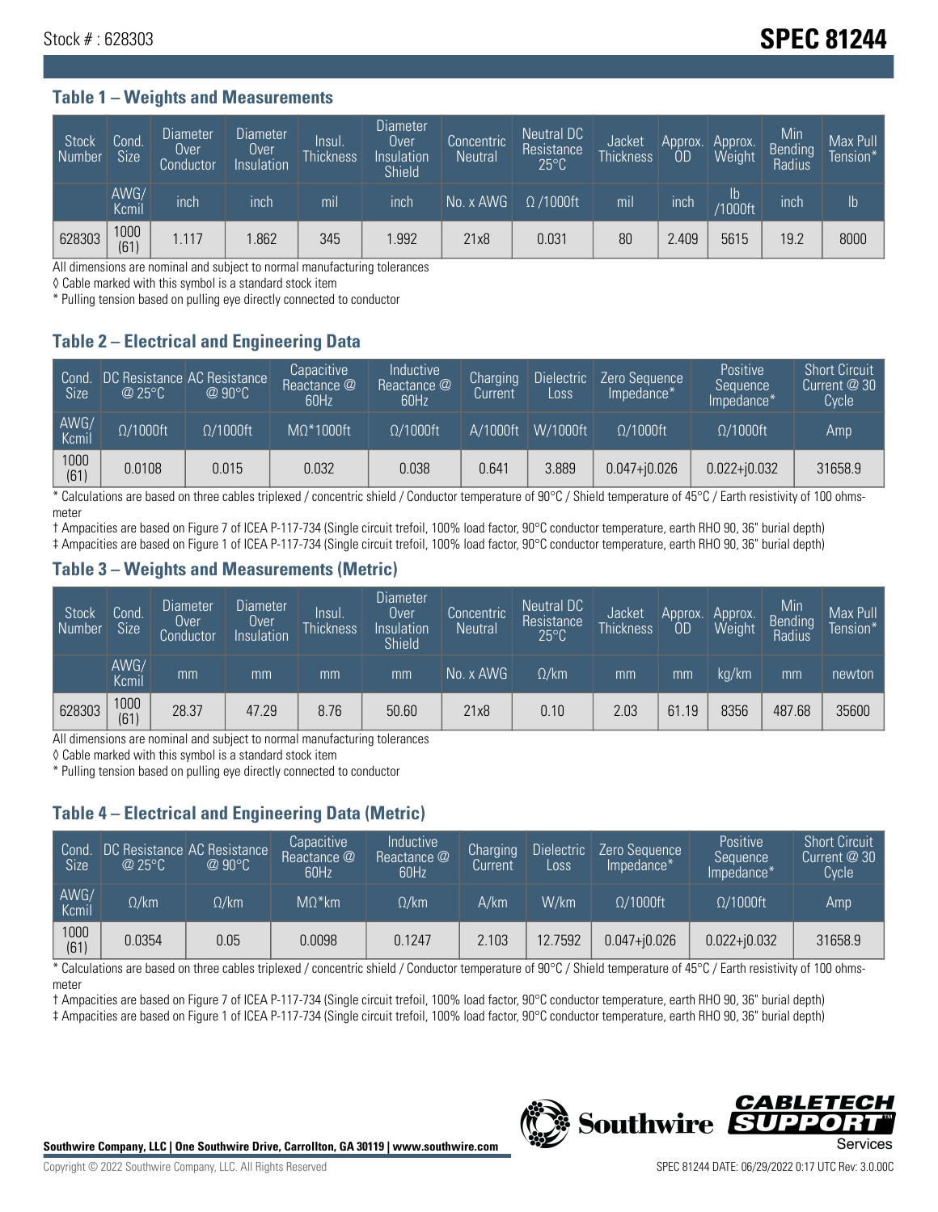Stock # : 628303

# SPEC 81244

## Table 1 – Weights and Measurements

| Stock Number | Cond. Size | Diameter Over Conductor | Diameter Over Insulation | Insul. Thickness | Diameter Over Insulation Shield | Concentric Neutral | Neutral DC Resistance 25°C | Jacket Thickness | Approx. OD | Approx. Weight | Min Bending Radius | Max Pull Tension* |
|---|---|---|---|---|---|---|---|---|---|---|---|---|
| | AWG/ Kcmil | inch | inch | mil | inch | No. x AWG | Ω /1000ft | mil | inch | lb /1000ft | inch | lb |
| 628303 | 1000 (61) | 1.117 | 1.862 | 345 | 1.992 | 21x8 | 0.031 | 80 | 2.409 | 5615 | 19.2 | 8000 |

All dimensions are nominal and subject to normal manufacturing tolerances

◊ Cable marked with this symbol is a standard stock item

* Pulling tension based on pulling eye directly connected to conductor

## Table 2 – Electrical and Engineering Data

| Cond. Size | DC Resistance @ 25°C | AC Resistance @ 90°C | Capacitive Reactance @ 60Hz | Inductive Reactance @ 60Hz | Charging Current | Dielectric Loss | Zero Sequence Impedance* | Positive Sequence Impedance* | Short Circuit Current @ 30 Cycle |
|---|---|---|---|---|---|---|---|---|---|
| AWG/ Kcmil | Ω/1000ft | Ω/1000ft | MΩ*1000ft | Ω/1000ft | A/1000ft | W/1000ft | Ω/1000ft | Ω/1000ft | Amp |
| 1000 (61) | 0.0108 | 0.015 | 0.032 | 0.038 | 0.641 | 3.889 | 0.047+j0.026 | 0.022+j0.032 | 31658.9 |

* Calculations are based on three cables triplexed / concentric shield / Conductor temperature of 90°C / Shield temperature of 45°C / Earth resistivity of 100 ohms-meter

† Ampacities are based on Figure 7 of ICEA P-117-734 (Single circuit trefoil, 100% load factor, 90°C conductor temperature, earth RHO 90, 36" burial depth)

‡ Ampacities are based on Figure 1 of ICEA P-117-734 (Single circuit trefoil, 100% load factor, 90°C conductor temperature, earth RHO 90, 36" burial depth)

## Table 3 – Weights and Measurements (Metric)

| Stock Number | Cond. Size | Diameter Over Conductor | Diameter Over Insulation | Insul. Thickness | Diameter Over Insulation Shield | Concentric Neutral | Neutral DC Resistance 25°C | Jacket Thickness | Approx. OD | Approx. Weight | Min Bending Radius | Max Pull Tension* |
|---|---|---|---|---|---|---|---|---|---|---|---|---|
| | AWG/ Kcmil | mm | mm | mm | mm | No. x AWG | Ω/km | mm | mm | kg/km | mm | newton |
| 628303 | 1000 (61) | 28.37 | 47.29 | 8.76 | 50.60 | 21x8 | 0.10 | 2.03 | 61.19 | 8356 | 487.68 | 35600 |

All dimensions are nominal and subject to normal manufacturing tolerances

◊ Cable marked with this symbol is a standard stock item

* Pulling tension based on pulling eye directly connected to conductor

## Table 4 – Electrical and Engineering Data (Metric)

| Cond. Size | DC Resistance @ 25°C | AC Resistance @ 90°C | Capacitive Reactance @ 60Hz | Inductive Reactance @ 60Hz | Charging Current | Dielectric Loss | Zero Sequence Impedance* | Positive Sequence Impedance* | Short Circuit Current @ 30 Cycle |
|---|---|---|---|---|---|---|---|---|---|
| AWG/ Kcmil | Ω/km | Ω/km | MΩ*km | Ω/km | A/km | W/km | Ω/1000ft | Ω/1000ft | Amp |
| 1000 (61) | 0.0354 | 0.05 | 0.0098 | 0.1247 | 2.103 | 12.7592 | 0.047+j0.026 | 0.022+j0.032 | 31658.9 |

* Calculations are based on three cables triplexed / concentric shield / Conductor temperature of 90°C / Shield temperature of 45°C / Earth resistivity of 100 ohms-meter

† Ampacities are based on Figure 7 of ICEA P-117-734 (Single circuit trefoil, 100% load factor, 90°C conductor temperature, earth RHO 90, 36" burial depth)

‡ Ampacities are based on Figure 1 of ICEA P-117-734 (Single circuit trefoil, 100% load factor, 90°C conductor temperature, earth RHO 90, 36" burial depth)

**Southwire Company, LLC | One Southwire Drive, Carrollton, GA 30119 | www.southwire.com**

Copyright © 2022 Southwire Company, LLC. All Rights Reserved

SPEC 81244 DATE: 06/29/2022 0:17 UTC Rev: 3.0.00C